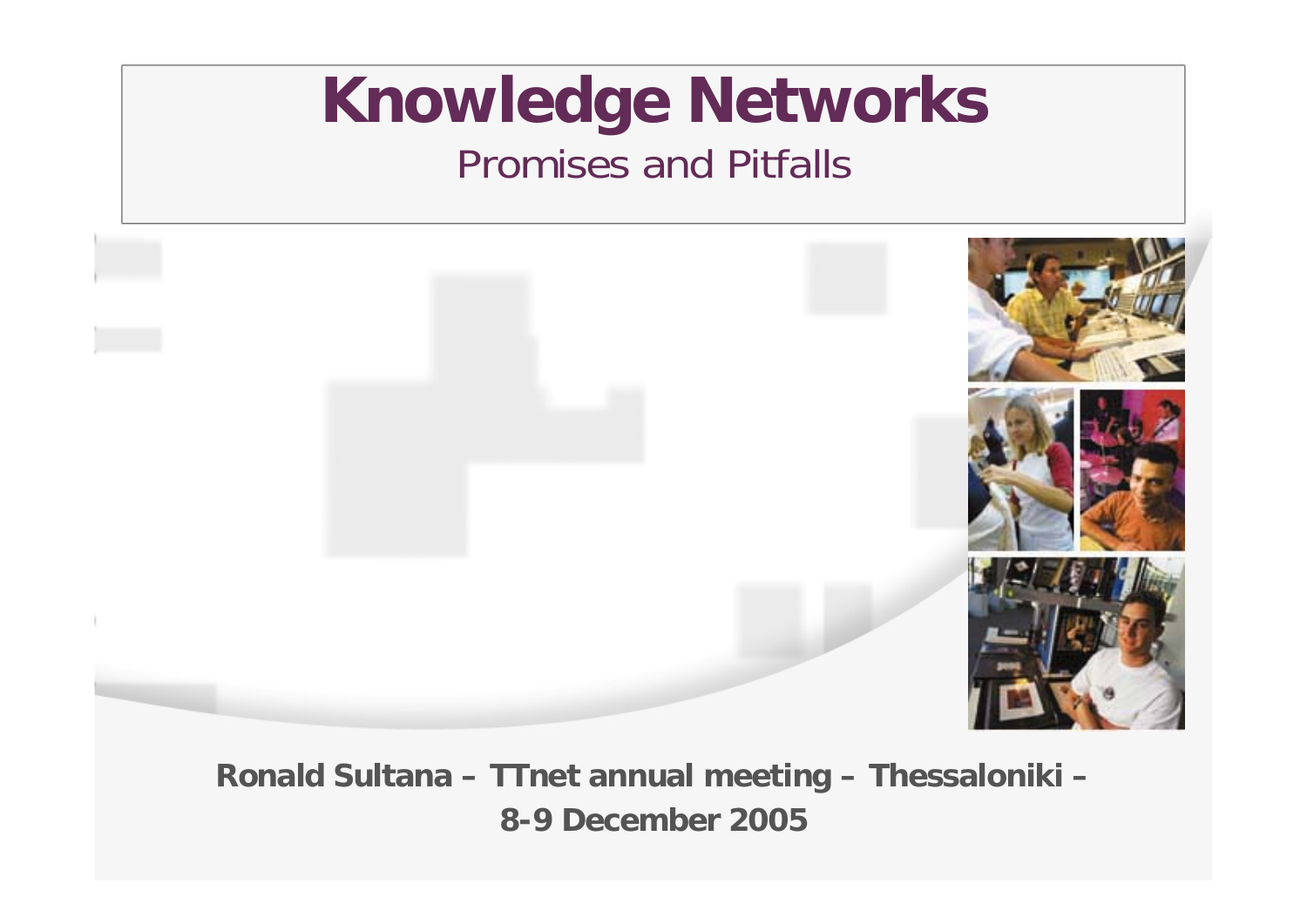# Knowledge Networks

Promises and Pitfalls

**Ronald Sultana – TTnet annual meeting – Thessaloniki – 8-9 December 2005**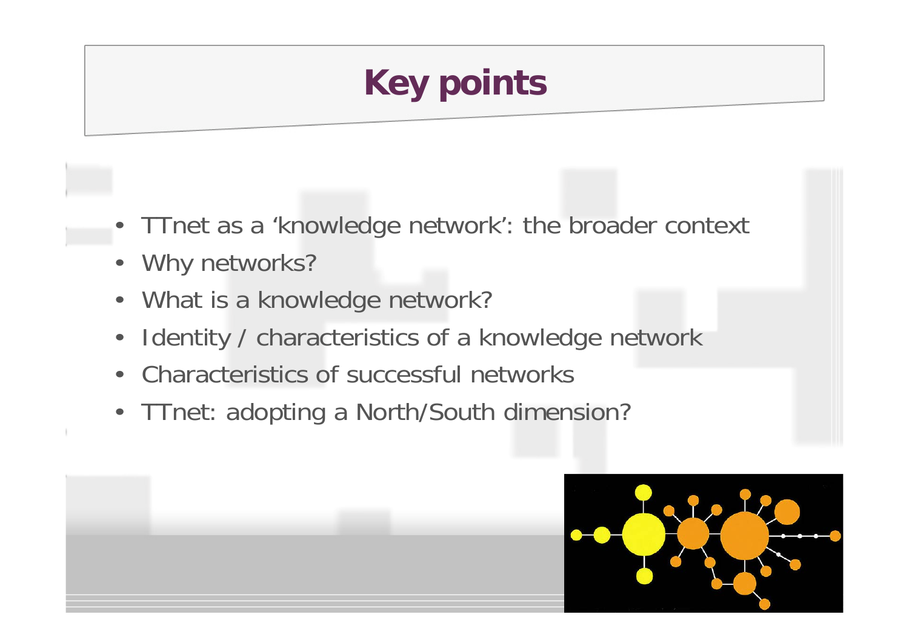# Key points

- TTnet as a 'knowledge network': the broader context
- Why networks?
- What is a knowledge network?
- Identity / characteristics of a knowledge network
- Characteristics of successful networks
- TTnet: adopting a North/South dimension?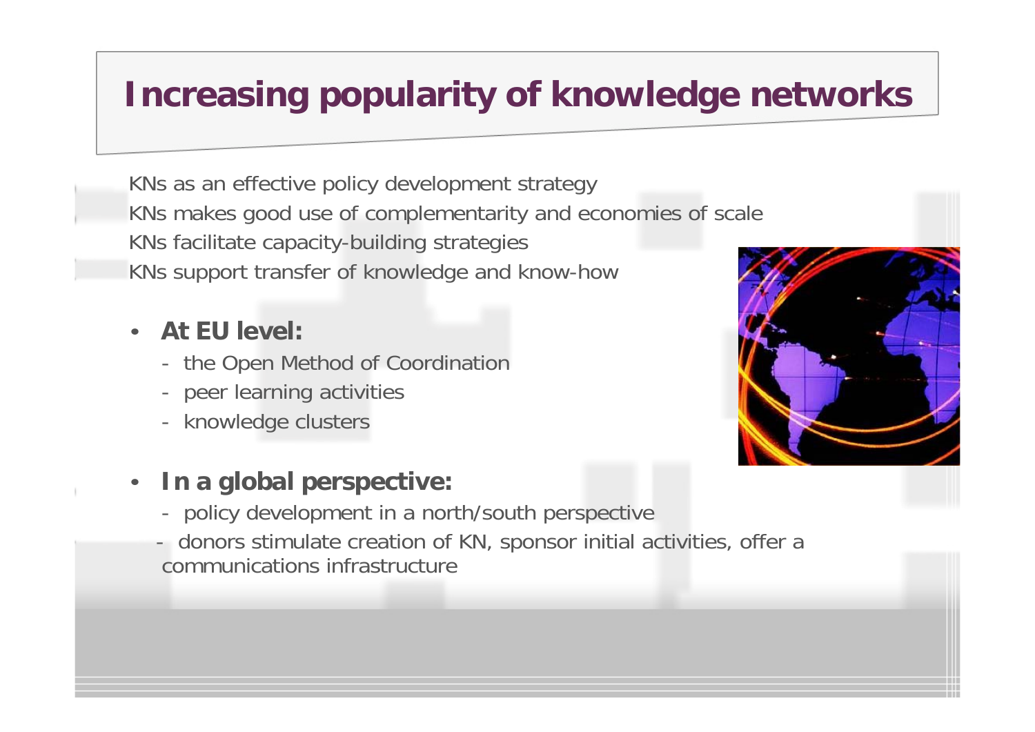# Increasing popularity of knowledge networks

KNs as an effective policy development strategy
KNs makes good use of complementarity and economies of scale
KNs facilitate capacity-building strategies
KNs support transfer of knowledge and know-how

- **At EU level:**
  - the Open Method of Coordination
  - peer learning activities
  - knowledge clusters

- **In a global perspective:**
  - policy development in a north/south perspective
  - donors stimulate creation of KN, sponsor initial activities, offer a communications infrastructure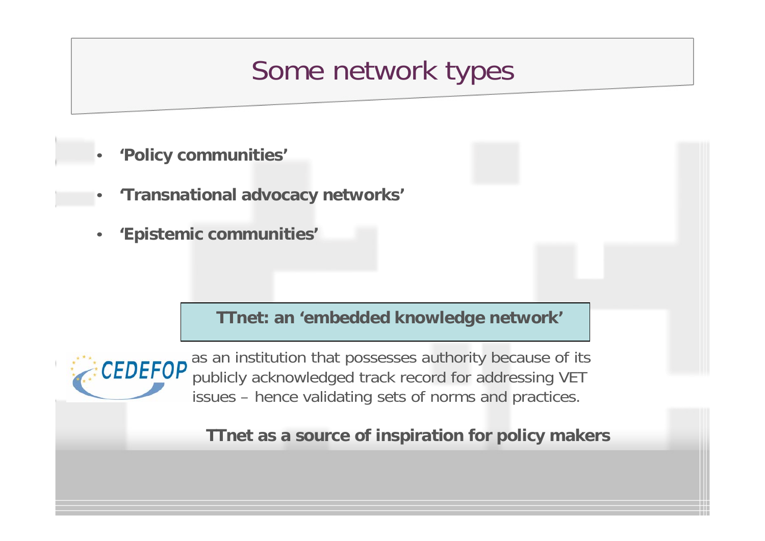# Some network types

- **'Policy communities'**
- **'Transnational advocacy networks'**
- **'Epistemic communities'**

**TTnet: an 'embedded knowledge network'**

CEDEFOP as an institution that possesses authority because of its publicly acknowledged track record for addressing VET issues – hence validating sets of norms and practices.

**TTnet as a source of inspiration for policy makers**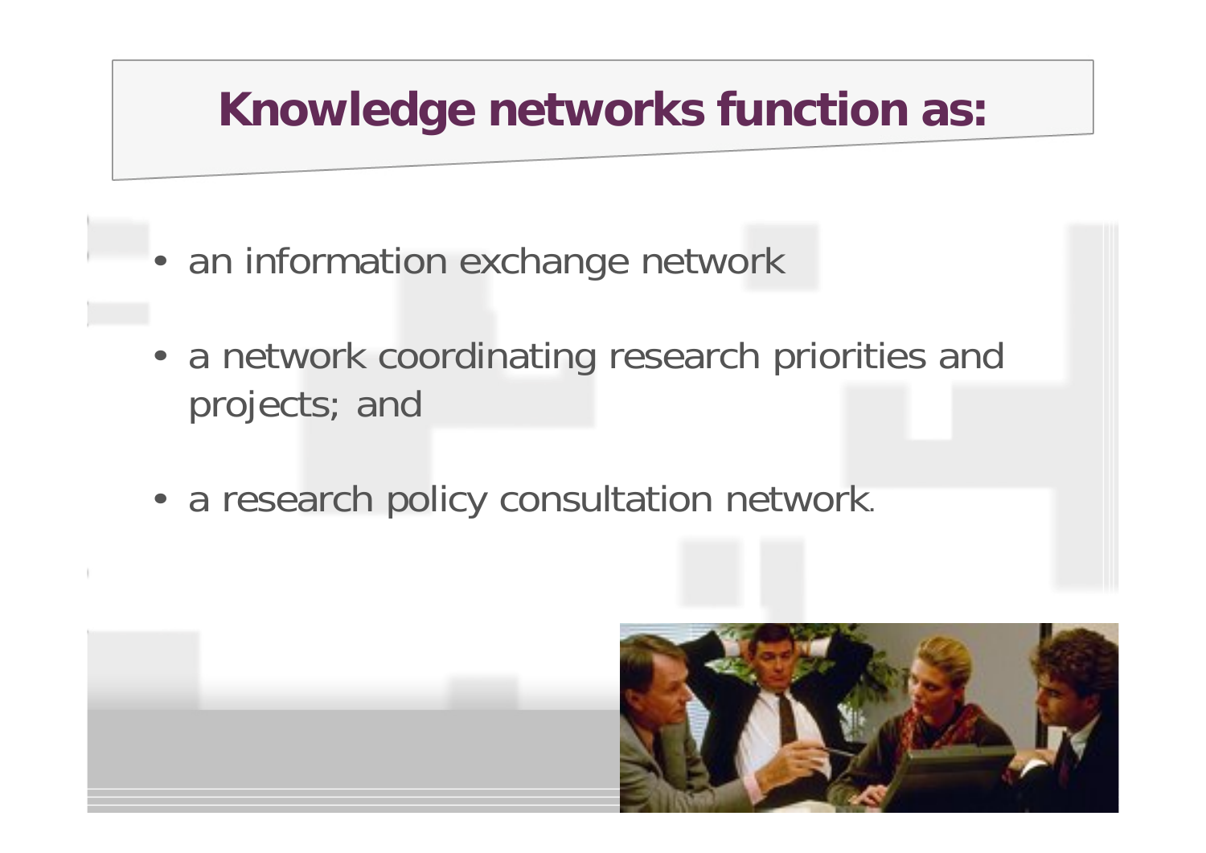# Knowledge networks function as:

- an information exchange network
- a network coordinating research priorities and projects; and
- a research policy consultation network.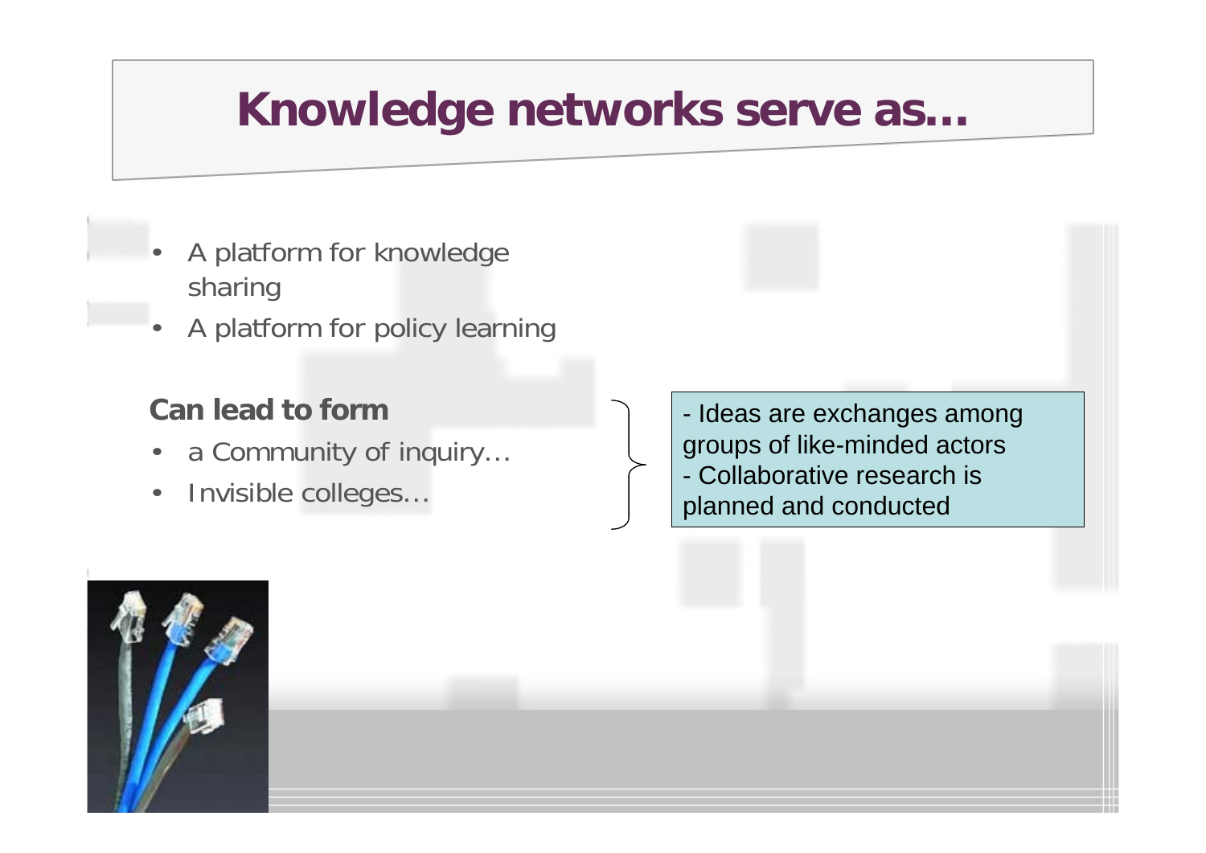# Knowledge networks serve as…

- A platform for knowledge sharing
- A platform for policy learning

**Can lead to form**

- a Community of inquiry…
- Invisible colleges…

- Ideas are exchanges among groups of like-minded actors
- Collaborative research is planned and conducted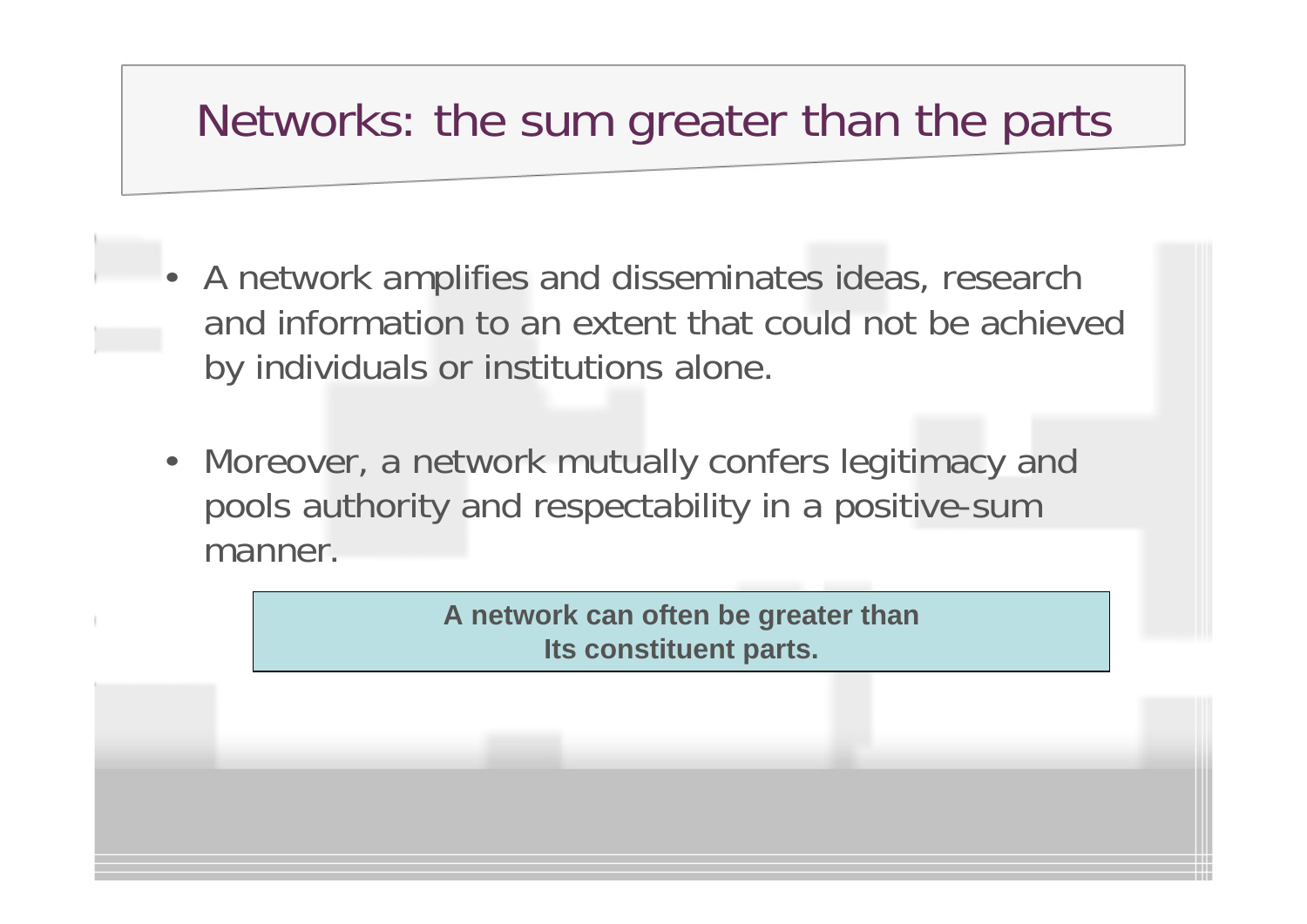# Networks: the sum greater than the parts

- A network amplifies and disseminates ideas, research and information to an extent that could not be achieved by individuals or institutions alone.
- Moreover, a network mutually confers legitimacy and pools authority and respectability in a positive-sum manner.

**A network can often be greater than Its constituent parts.**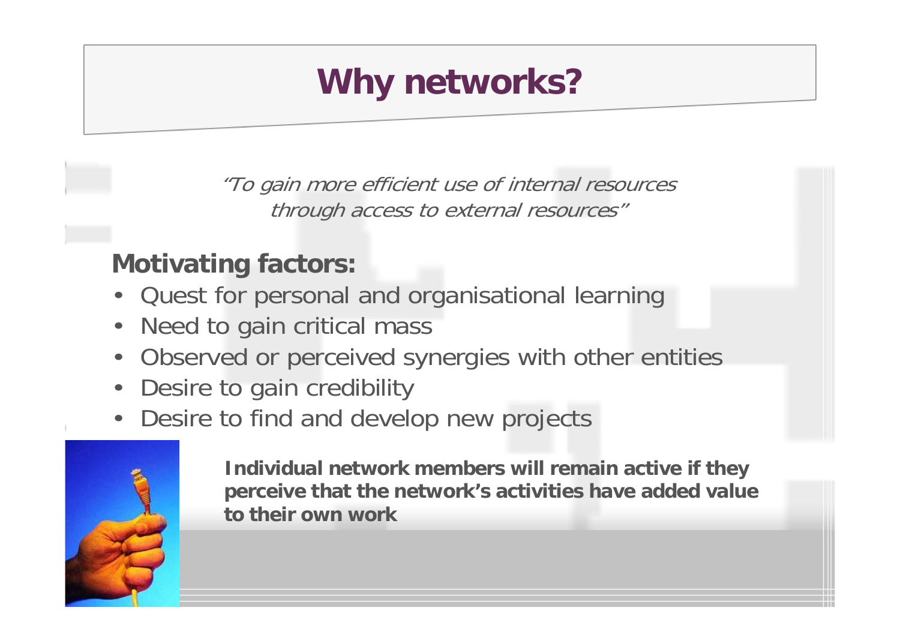# Why networks?

*"To gain more efficient use of internal resources through access to external resources"*

**Motivating factors:**

- Quest for personal and organisational learning
- Need to gain critical mass
- Observed or perceived synergies with other entities
- Desire to gain credibility
- Desire to find and develop new projects

**Individual network members will remain active if they perceive that the network's activities have added value to their own work**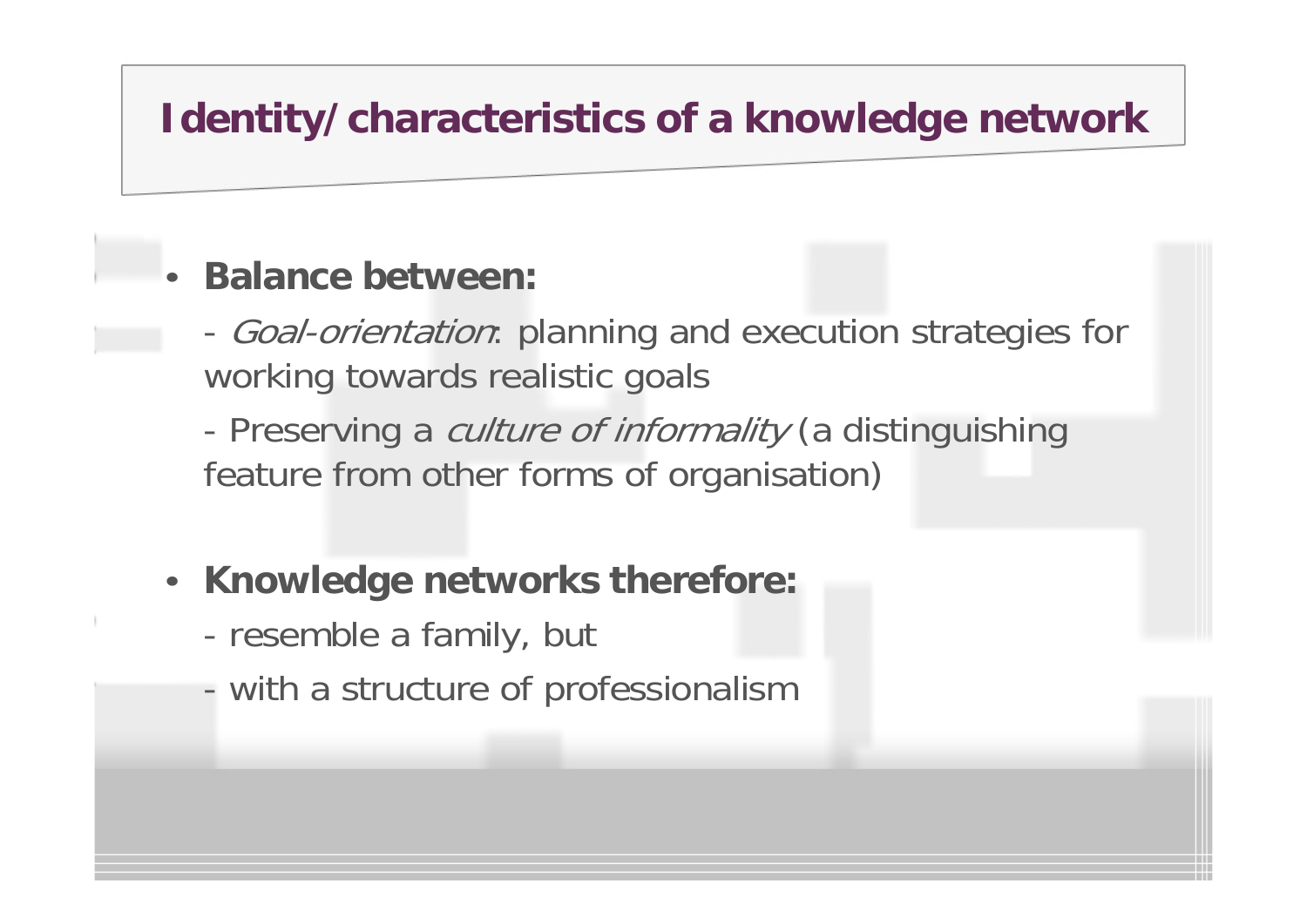# Identity/characteristics of a knowledge network

- **Balance between:**

  - *Goal-orientation*: planning and execution strategies for working towards realistic goals

  - Preserving a *culture of informality* (a distinguishing feature from other forms of organisation)

- **Knowledge networks therefore:**

  - resemble a family, but

  - with a structure of professionalism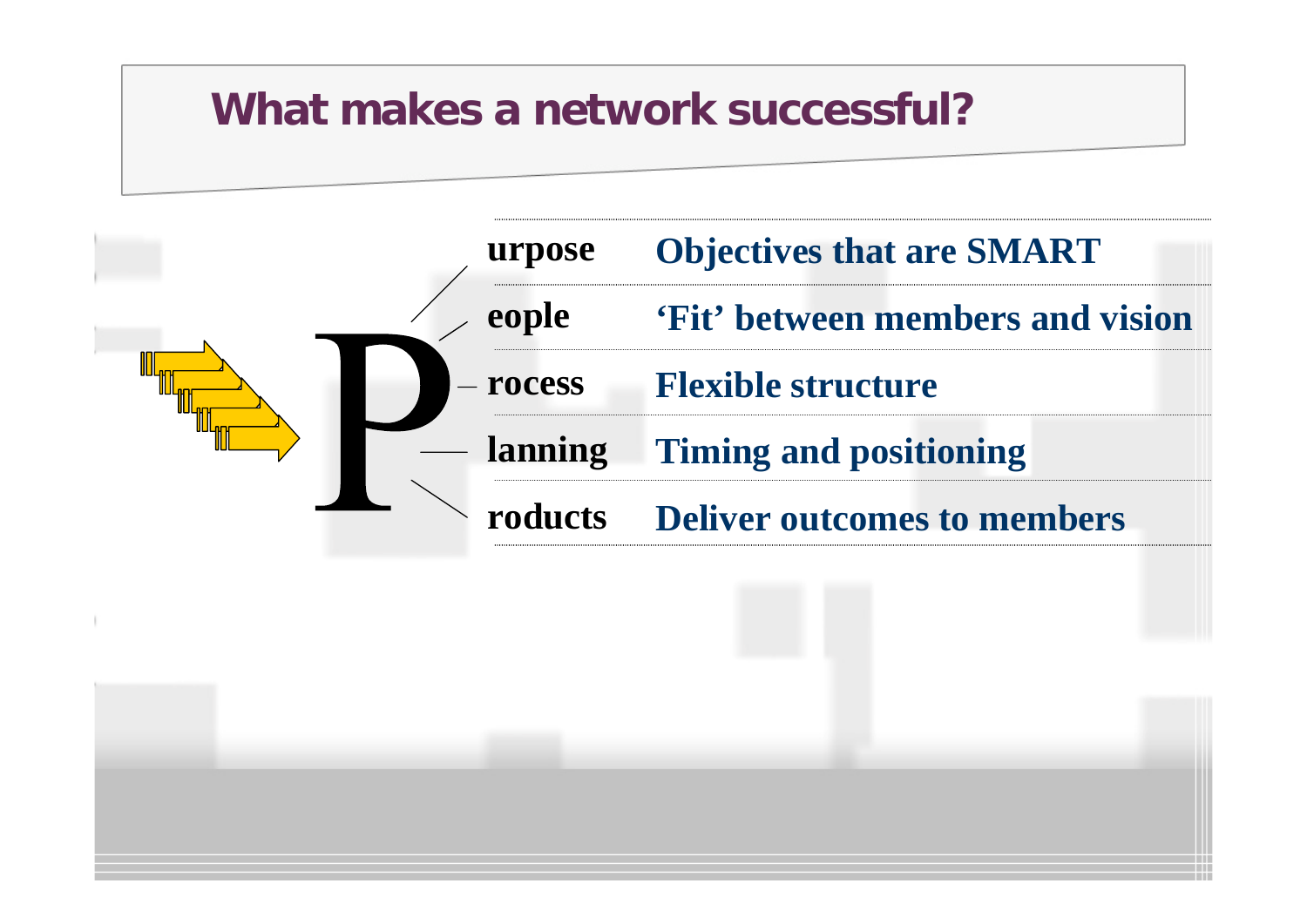# What makes a network successful?

| | |
|---|---|
| Purpose | Objectives that are SMART |
| People | 'Fit' between members and vision |
| Process | Flexible structure |
| Planning | Timing and positioning |
| Products | Deliver outcomes to members |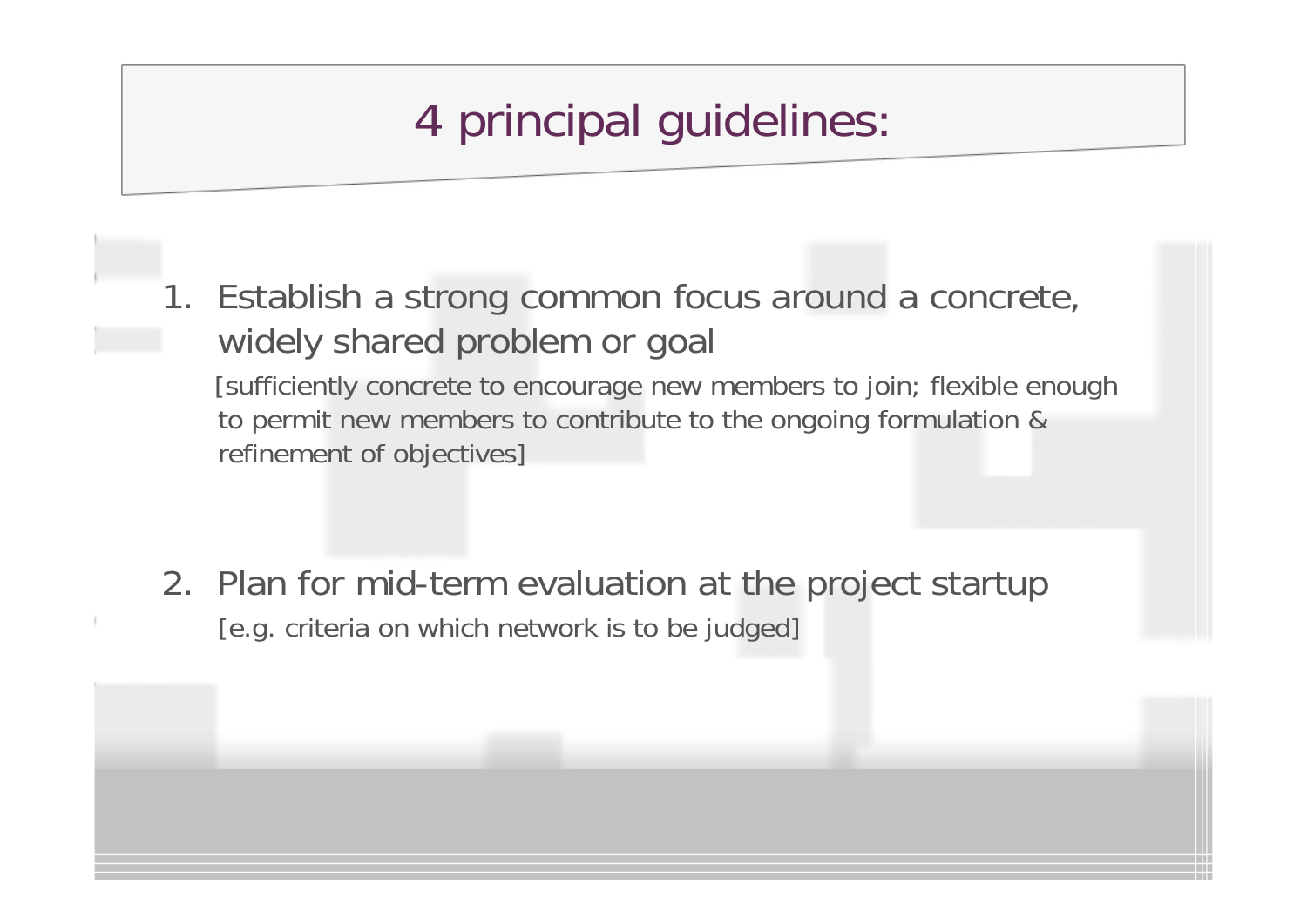# 4 principal guidelines:

1. Establish a strong common focus around a concrete, widely shared problem or goal

   [sufficiently concrete to encourage new members to join; flexible enough to permit new members to contribute to the ongoing formulation & refinement of objectives]

2. Plan for mid-term evaluation at the project startup

   [e.g. criteria on which network is to be judged]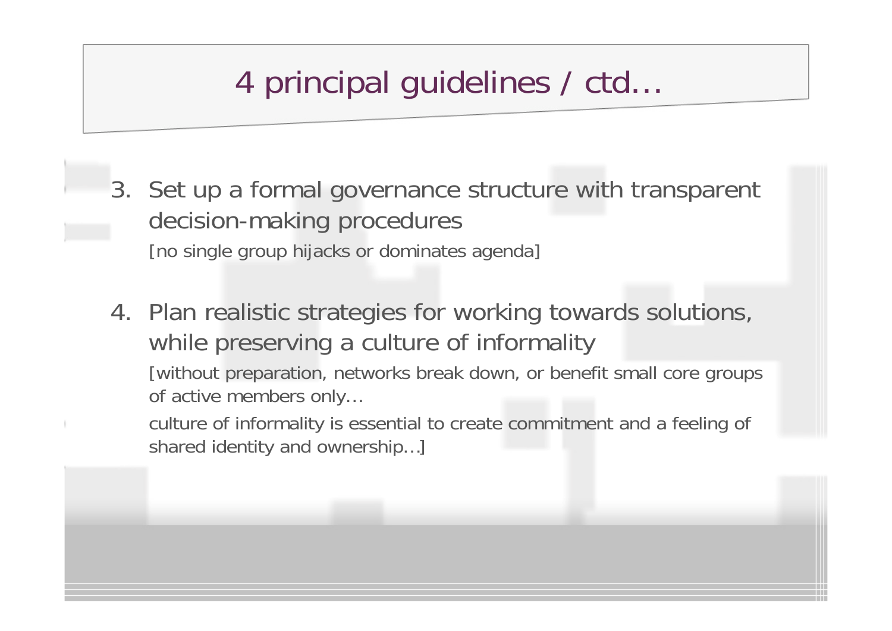# 4 principal guidelines / ctd…

3. Set up a formal governance structure with transparent decision-making procedures

   [no single group hijacks or dominates agenda]

4. Plan realistic strategies for working towards solutions, while preserving a culture of informality

   [without preparation, networks break down, or benefit small core groups of active members only…

   culture of informality is essential to create commitment and a feeling of shared identity and ownership…]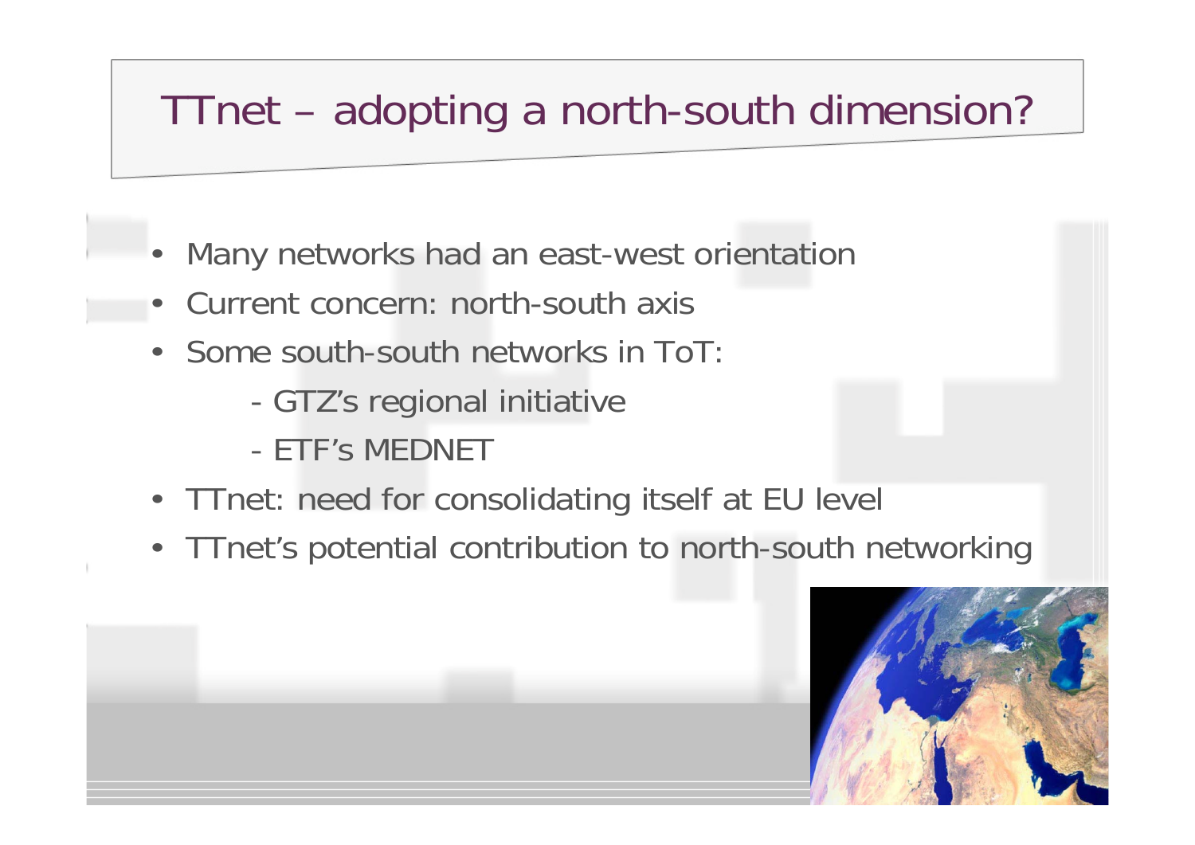# TTnet – adopting a north-south dimension?

- Many networks had an east-west orientation
- Current concern: north-south axis
- Some south-south networks in ToT:
  - GTZ's regional initiative
  - ETF's MEDNET
- TTnet: need for consolidating itself at EU level
- TTnet's potential contribution to north-south networking